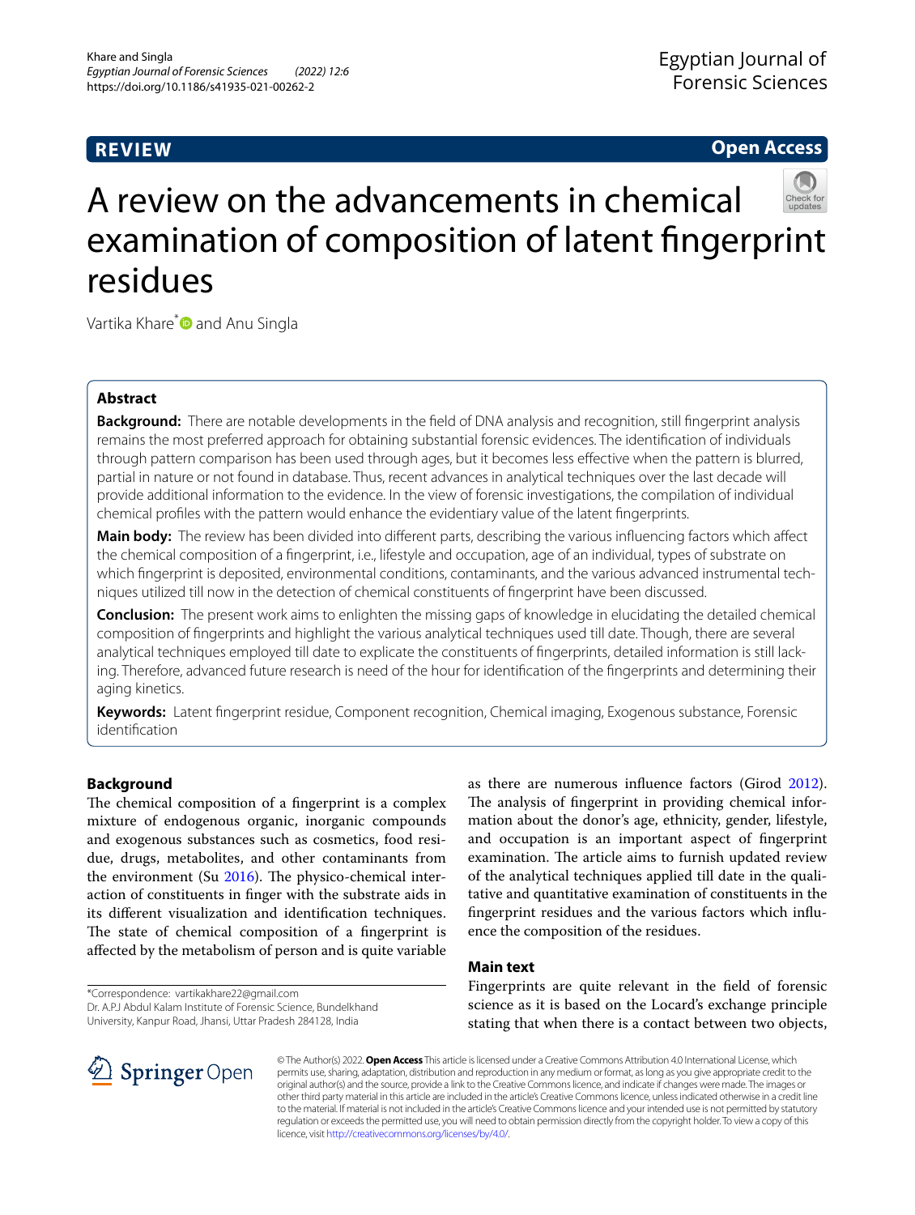REVIEW

Open Access

# A review on the advancements in chemical examination of composition of latent fingerprint residues

Vartika Khare* and Anu Singla

## Abstract

**Background:** There are notable developments in the field of DNA analysis and recognition, still fingerprint analysis remains the most preferred approach for obtaining substantial forensic evidences. The identification of individuals through pattern comparison has been used through ages, but it becomes less effective when the pattern is blurred, partial in nature or not found in database. Thus, recent advances in analytical techniques over the last decade will provide additional information to the evidence. In the view of forensic investigations, the compilation of individual chemical profiles with the pattern would enhance the evidentiary value of the latent fingerprints.

**Main body:** The review has been divided into different parts, describing the various influencing factors which affect the chemical composition of a fingerprint, i.e., lifestyle and occupation, age of an individual, types of substrate on which fingerprint is deposited, environmental conditions, contaminants, and the various advanced instrumental techniques utilized till now in the detection of chemical constituents of fingerprint have been discussed.

**Conclusion:** The present work aims to enlighten the missing gaps of knowledge in elucidating the detailed chemical composition of fingerprints and highlight the various analytical techniques used till date. Though, there are several analytical techniques employed till date to explicate the constituents of fingerprints, detailed information is still lacking. Therefore, advanced future research is need of the hour for identification of the fingerprints and determining their aging kinetics.

**Keywords:** Latent fingerprint residue, Component recognition, Chemical imaging, Exogenous substance, Forensic identification

## Background

The chemical composition of a fingerprint is a complex mixture of endogenous organic, inorganic compounds and exogenous substances such as cosmetics, food residue, drugs, metabolites, and other contaminants from the environment (Su 2016). The physico-chemical interaction of constituents in finger with the substrate aids in its different visualization and identification techniques. The state of chemical composition of a fingerprint is affected by the metabolism of person and is quite variable as there are numerous influence factors (Girod 2012). The analysis of fingerprint in providing chemical information about the donor's age, ethnicity, gender, lifestyle, and occupation is an important aspect of fingerprint examination. The article aims to furnish updated review of the analytical techniques applied till date in the qualitative and quantitative examination of constituents in the fingerprint residues and the various factors which influence the composition of the residues.

## Main text

Fingerprints are quite relevant in the field of forensic science as it is based on the Locard's exchange principle stating that when there is a contact between two objects,

*Correspondence: vartikakhare22@gmail.com
Dr. A.P.J Abdul Kalam Institute of Forensic Science, Bundelkhand University, Kanpur Road, Jhansi, Uttar Pradesh 284128, India

© The Author(s) 2022. **Open Access** This article is licensed under a Creative Commons Attribution 4.0 International License, which permits use, sharing, adaptation, distribution and reproduction in any medium or format, as long as you give appropriate credit to the original author(s) and the source, provide a link to the Creative Commons licence, and indicate if changes were made. The images or other third party material in this article are included in the article's Creative Commons licence, unless indicated otherwise in a credit line to the material. If material is not included in the article's Creative Commons licence and your intended use is not permitted by statutory regulation or exceeds the permitted use, you will need to obtain permission directly from the copyright holder. To view a copy of this licence, visit http://creativecommons.org/licenses/by/4.0/.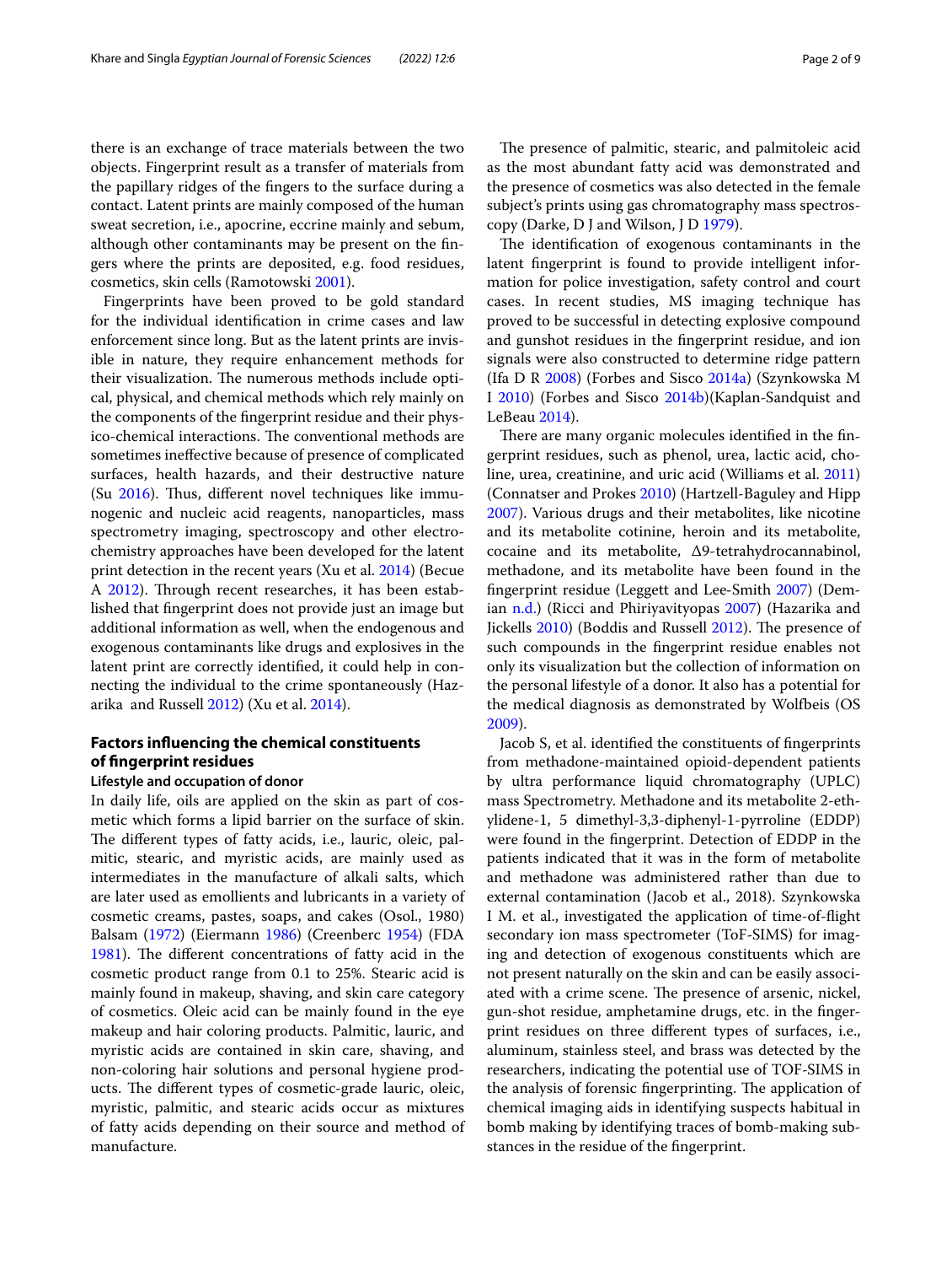there is an exchange of trace materials between the two objects. Fingerprint result as a transfer of materials from the papillary ridges of the fingers to the surface during a contact. Latent prints are mainly composed of the human sweat secretion, i.e., apocrine, eccrine mainly and sebum, although other contaminants may be present on the fingers where the prints are deposited, e.g. food residues, cosmetics, skin cells (Ramotowski 2001).

Fingerprints have been proved to be gold standard for the individual identification in crime cases and law enforcement since long. But as the latent prints are invisible in nature, they require enhancement methods for their visualization. The numerous methods include optical, physical, and chemical methods which rely mainly on the components of the fingerprint residue and their physico-chemical interactions. The conventional methods are sometimes ineffective because of presence of complicated surfaces, health hazards, and their destructive nature (Su 2016). Thus, different novel techniques like immunogenic and nucleic acid reagents, nanoparticles, mass spectrometry imaging, spectroscopy and other electrochemistry approaches have been developed for the latent print detection in the recent years (Xu et al. 2014) (Becue A 2012). Through recent researches, it has been established that fingerprint does not provide just an image but additional information as well, when the endogenous and exogenous contaminants like drugs and explosives in the latent print are correctly identified, it could help in connecting the individual to the crime spontaneously (Hazarika and Russell 2012) (Xu et al. 2014).

## Factors influencing the chemical constituents of fingerprint residues

### Lifestyle and occupation of donor

In daily life, oils are applied on the skin as part of cosmetic which forms a lipid barrier on the surface of skin. The different types of fatty acids, i.e., lauric, oleic, palmitic, stearic, and myristic acids, are mainly used as intermediates in the manufacture of alkali salts, which are later used as emollients and lubricants in a variety of cosmetic creams, pastes, soaps, and cakes (Osol., 1980) Balsam (1972) (Eiermann 1986) (Creenberc 1954) (FDA 1981). The different concentrations of fatty acid in the cosmetic product range from 0.1 to 25%. Stearic acid is mainly found in makeup, shaving, and skin care category of cosmetics. Oleic acid can be mainly found in the eye makeup and hair coloring products. Palmitic, lauric, and myristic acids are contained in skin care, shaving, and non-coloring hair solutions and personal hygiene products. The different types of cosmetic-grade lauric, oleic, myristic, palmitic, and stearic acids occur as mixtures of fatty acids depending on their source and method of manufacture.

The presence of palmitic, stearic, and palmitoleic acid as the most abundant fatty acid was demonstrated and the presence of cosmetics was also detected in the female subject's prints using gas chromatography mass spectroscopy (Darke, D J and Wilson, J D 1979).

The identification of exogenous contaminants in the latent fingerprint is found to provide intelligent information for police investigation, safety control and court cases. In recent studies, MS imaging technique has proved to be successful in detecting explosive compound and gunshot residues in the fingerprint residue, and ion signals were also constructed to determine ridge pattern (Ifa D R 2008) (Forbes and Sisco 2014a) (Szynkowska M I 2010) (Forbes and Sisco 2014b)(Kaplan-Sandquist and LeBeau 2014).

There are many organic molecules identified in the fingerprint residues, such as phenol, urea, lactic acid, choline, urea, creatinine, and uric acid (Williams et al. 2011) (Connatser and Prokes 2010) (Hartzell-Baguley and Hipp 2007). Various drugs and their metabolites, like nicotine and its metabolite cotinine, heroin and its metabolite, cocaine and its metabolite, Δ9-tetrahydrocannabinol, methadone, and its metabolite have been found in the fingerprint residue (Leggett and Lee-Smith 2007) (Demian n.d.) (Ricci and Phiriyavityopas 2007) (Hazarika and Jickells 2010) (Boddis and Russell 2012). The presence of such compounds in the fingerprint residue enables not only its visualization but the collection of information on the personal lifestyle of a donor. It also has a potential for the medical diagnosis as demonstrated by Wolfbeis (OS 2009).

Jacob S, et al. identified the constituents of fingerprints from methadone-maintained opioid-dependent patients by ultra performance liquid chromatography (UPLC) mass Spectrometry. Methadone and its metabolite 2-ethylidene-1, 5 dimethyl-3,3-diphenyl-1-pyrroline (EDDP) were found in the fingerprint. Detection of EDDP in the patients indicated that it was in the form of metabolite and methadone was administered rather than due to external contamination (Jacob et al., 2018). Szynkowska I M. et al., investigated the application of time-of-flight secondary ion mass spectrometer (ToF-SIMS) for imaging and detection of exogenous constituents which are not present naturally on the skin and can be easily associated with a crime scene. The presence of arsenic, nickel, gun-shot residue, amphetamine drugs, etc. in the fingerprint residues on three different types of surfaces, i.e., aluminum, stainless steel, and brass was detected by the researchers, indicating the potential use of TOF-SIMS in the analysis of forensic fingerprinting. The application of chemical imaging aids in identifying suspects habitual in bomb making by identifying traces of bomb-making substances in the residue of the fingerprint.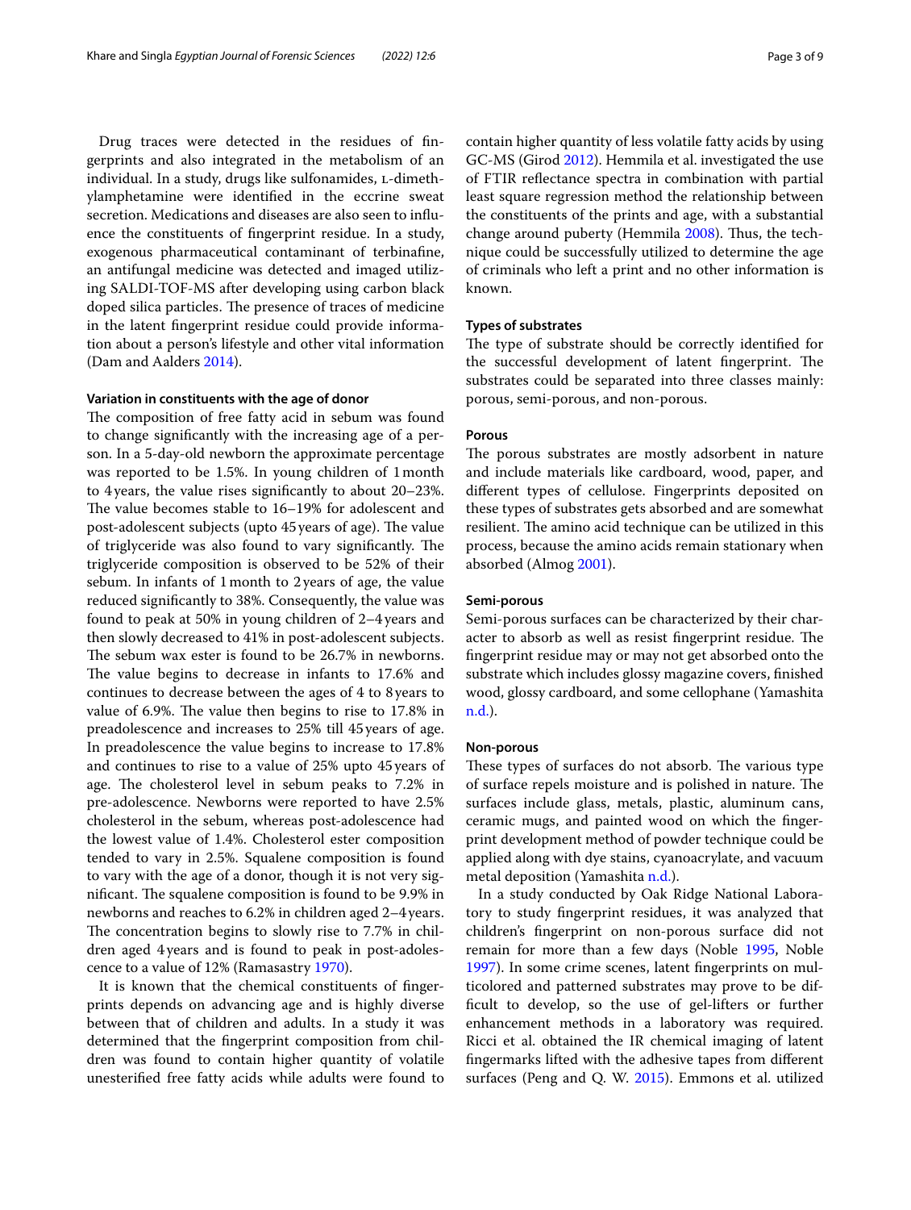Drug traces were detected in the residues of fingerprints and also integrated in the metabolism of an individual. In a study, drugs like sulfonamides, L-dimethylamphetamine were identified in the eccrine sweat secretion. Medications and diseases are also seen to influence the constituents of fingerprint residue. In a study, exogenous pharmaceutical contaminant of terbinafine, an antifungal medicine was detected and imaged utilizing SALDI-TOF-MS after developing using carbon black doped silica particles. The presence of traces of medicine in the latent fingerprint residue could provide information about a person's lifestyle and other vital information (Dam and Aalders 2014).

#### Variation in constituents with the age of donor

The composition of free fatty acid in sebum was found to change significantly with the increasing age of a person. In a 5-day-old newborn the approximate percentage was reported to be 1.5%. In young children of 1 month to 4 years, the value rises significantly to about 20–23%. The value becomes stable to 16–19% for adolescent and post-adolescent subjects (upto 45 years of age). The value of triglyceride was also found to vary significantly. The triglyceride composition is observed to be 52% of their sebum. In infants of 1 month to 2 years of age, the value reduced significantly to 38%. Consequently, the value was found to peak at 50% in young children of 2–4 years and then slowly decreased to 41% in post-adolescent subjects. The sebum wax ester is found to be 26.7% in newborns. The value begins to decrease in infants to 17.6% and continues to decrease between the ages of 4 to 8 years to value of 6.9%. The value then begins to rise to 17.8% in preadolescence and increases to 25% till 45 years of age. In preadolescence the value begins to increase to 17.8% and continues to rise to a value of 25% upto 45 years of age. The cholesterol level in sebum peaks to 7.2% in pre-adolescence. Newborns were reported to have 2.5% cholesterol in the sebum, whereas post-adolescence had the lowest value of 1.4%. Cholesterol ester composition tended to vary in 2.5%. Squalene composition is found to vary with the age of a donor, though it is not very significant. The squalene composition is found to be 9.9% in newborns and reaches to 6.2% in children aged 2–4 years. The concentration begins to slowly rise to 7.7% in children aged 4 years and is found to peak in post-adolescence to a value of 12% (Ramasastry 1970).

It is known that the chemical constituents of fingerprints depends on advancing age and is highly diverse between that of children and adults. In a study it was determined that the fingerprint composition from children was found to contain higher quantity of volatile unesterified free fatty acids while adults were found to contain higher quantity of less volatile fatty acids by using GC-MS (Girod 2012). Hemmila et al. investigated the use of FTIR reflectance spectra in combination with partial least square regression method the relationship between the constituents of the prints and age, with a substantial change around puberty (Hemmila 2008). Thus, the technique could be successfully utilized to determine the age of criminals who left a print and no other information is known.

#### Types of substrates

The type of substrate should be correctly identified for the successful development of latent fingerprint. The substrates could be separated into three classes mainly: porous, semi-porous, and non-porous.

#### Porous

The porous substrates are mostly adsorbent in nature and include materials like cardboard, wood, paper, and different types of cellulose. Fingerprints deposited on these types of substrates gets absorbed and are somewhat resilient. The amino acid technique can be utilized in this process, because the amino acids remain stationary when absorbed (Almog 2001).

#### Semi-porous

Semi-porous surfaces can be characterized by their character to absorb as well as resist fingerprint residue. The fingerprint residue may or may not get absorbed onto the substrate which includes glossy magazine covers, finished wood, glossy cardboard, and some cellophane (Yamashita n.d.).

#### Non-porous

These types of surfaces do not absorb. The various type of surface repels moisture and is polished in nature. The surfaces include glass, metals, plastic, aluminum cans, ceramic mugs, and painted wood on which the fingerprint development method of powder technique could be applied along with dye stains, cyanoacrylate, and vacuum metal deposition (Yamashita n.d.).

In a study conducted by Oak Ridge National Laboratory to study fingerprint residues, it was analyzed that children's fingerprint on non-porous surface did not remain for more than a few days (Noble 1995, Noble 1997). In some crime scenes, latent fingerprints on multicolored and patterned substrates may prove to be difficult to develop, so the use of gel-lifters or further enhancement methods in a laboratory was required. Ricci et al. obtained the IR chemical imaging of latent fingermarks lifted with the adhesive tapes from different surfaces (Peng and Q. W. 2015). Emmons et al. utilized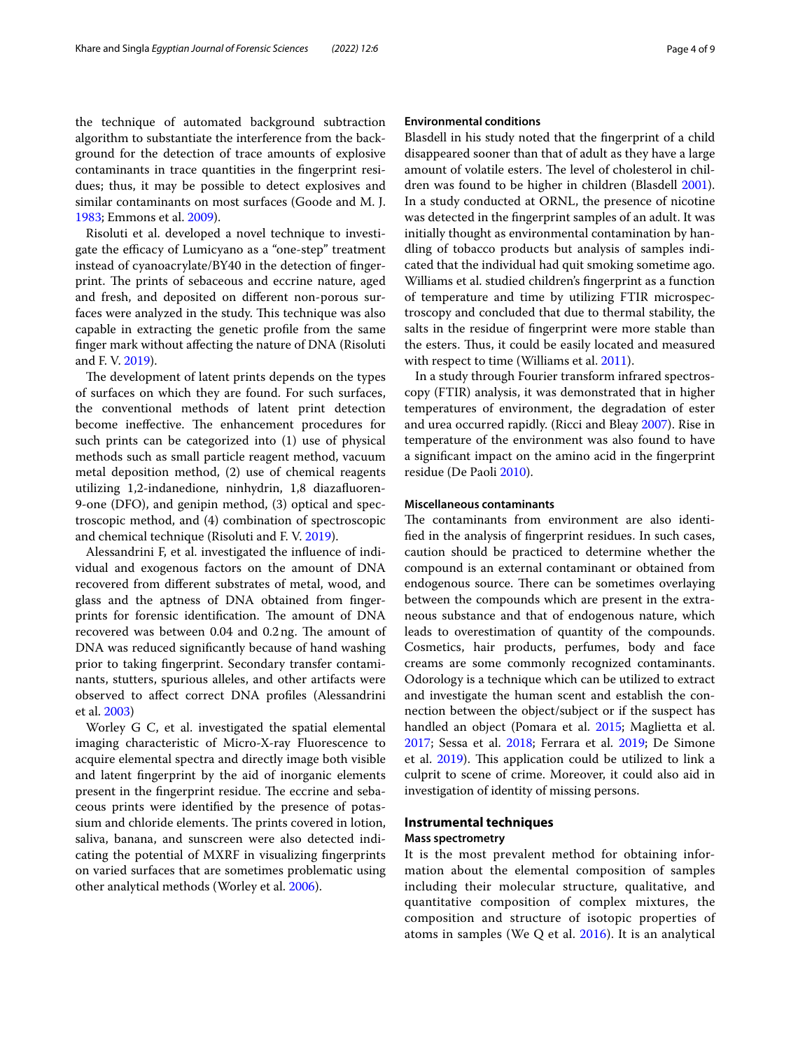the technique of automated background subtraction algorithm to substantiate the interference from the background for the detection of trace amounts of explosive contaminants in trace quantities in the fingerprint residues; thus, it may be possible to detect explosives and similar contaminants on most surfaces (Goode and M. J. 1983; Emmons et al. 2009).

Risoluti et al. developed a novel technique to investigate the efficacy of Lumicyano as a "one-step" treatment instead of cyanoacrylate/BY40 in the detection of fingerprint. The prints of sebaceous and eccrine nature, aged and fresh, and deposited on different non-porous surfaces were analyzed in the study. This technique was also capable in extracting the genetic profile from the same finger mark without affecting the nature of DNA (Risoluti and F. V. 2019).

The development of latent prints depends on the types of surfaces on which they are found. For such surfaces, the conventional methods of latent print detection become ineffective. The enhancement procedures for such prints can be categorized into (1) use of physical methods such as small particle reagent method, vacuum metal deposition method, (2) use of chemical reagents utilizing 1,2-indanedione, ninhydrin, 1,8 diazafluoren-9-one (DFO), and genipin method, (3) optical and spectroscopic method, and (4) combination of spectroscopic and chemical technique (Risoluti and F. V. 2019).

Alessandrini F, et al. investigated the influence of individual and exogenous factors on the amount of DNA recovered from different substrates of metal, wood, and glass and the aptness of DNA obtained from fingerprints for forensic identification. The amount of DNA recovered was between 0.04 and 0.2 ng. The amount of DNA was reduced significantly because of hand washing prior to taking fingerprint. Secondary transfer contaminants, stutters, spurious alleles, and other artifacts were observed to affect correct DNA profiles (Alessandrini et al. 2003)

Worley G C, et al. investigated the spatial elemental imaging characteristic of Micro-X-ray Fluorescence to acquire elemental spectra and directly image both visible and latent fingerprint by the aid of inorganic elements present in the fingerprint residue. The eccrine and sebaceous prints were identified by the presence of potassium and chloride elements. The prints covered in lotion, saliva, banana, and sunscreen were also detected indicating the potential of MXRF in visualizing fingerprints on varied surfaces that are sometimes problematic using other analytical methods (Worley et al. 2006).

### Environmental conditions

Blasdell in his study noted that the fingerprint of a child disappeared sooner than that of adult as they have a large amount of volatile esters. The level of cholesterol in children was found to be higher in children (Blasdell 2001). In a study conducted at ORNL, the presence of nicotine was detected in the fingerprint samples of an adult. It was initially thought as environmental contamination by handling of tobacco products but analysis of samples indicated that the individual had quit smoking sometime ago. Williams et al. studied children's fingerprint as a function of temperature and time by utilizing FTIR microspectroscopy and concluded that due to thermal stability, the salts in the residue of fingerprint were more stable than the esters. Thus, it could be easily located and measured with respect to time (Williams et al. 2011).

In a study through Fourier transform infrared spectroscopy (FTIR) analysis, it was demonstrated that in higher temperatures of environment, the degradation of ester and urea occurred rapidly. (Ricci and Bleay 2007). Rise in temperature of the environment was also found to have a significant impact on the amino acid in the fingerprint residue (De Paoli 2010).

### Miscellaneous contaminants

The contaminants from environment are also identified in the analysis of fingerprint residues. In such cases, caution should be practiced to determine whether the compound is an external contaminant or obtained from endogenous source. There can be sometimes overlaying between the compounds which are present in the extraneous substance and that of endogenous nature, which leads to overestimation of quantity of the compounds. Cosmetics, hair products, perfumes, body and face creams are some commonly recognized contaminants. Odorology is a technique which can be utilized to extract and investigate the human scent and establish the connection between the object/subject or if the suspect has handled an object (Pomara et al. 2015; Maglietta et al. 2017; Sessa et al. 2018; Ferrara et al. 2019; De Simone et al. 2019). This application could be utilized to link a culprit to scene of crime. Moreover, it could also aid in investigation of identity of missing persons.

## Instrumental techniques

### Mass spectrometry

It is the most prevalent method for obtaining information about the elemental composition of samples including their molecular structure, qualitative, and quantitative composition of complex mixtures, the composition and structure of isotopic properties of atoms in samples (We Q et al. 2016). It is an analytical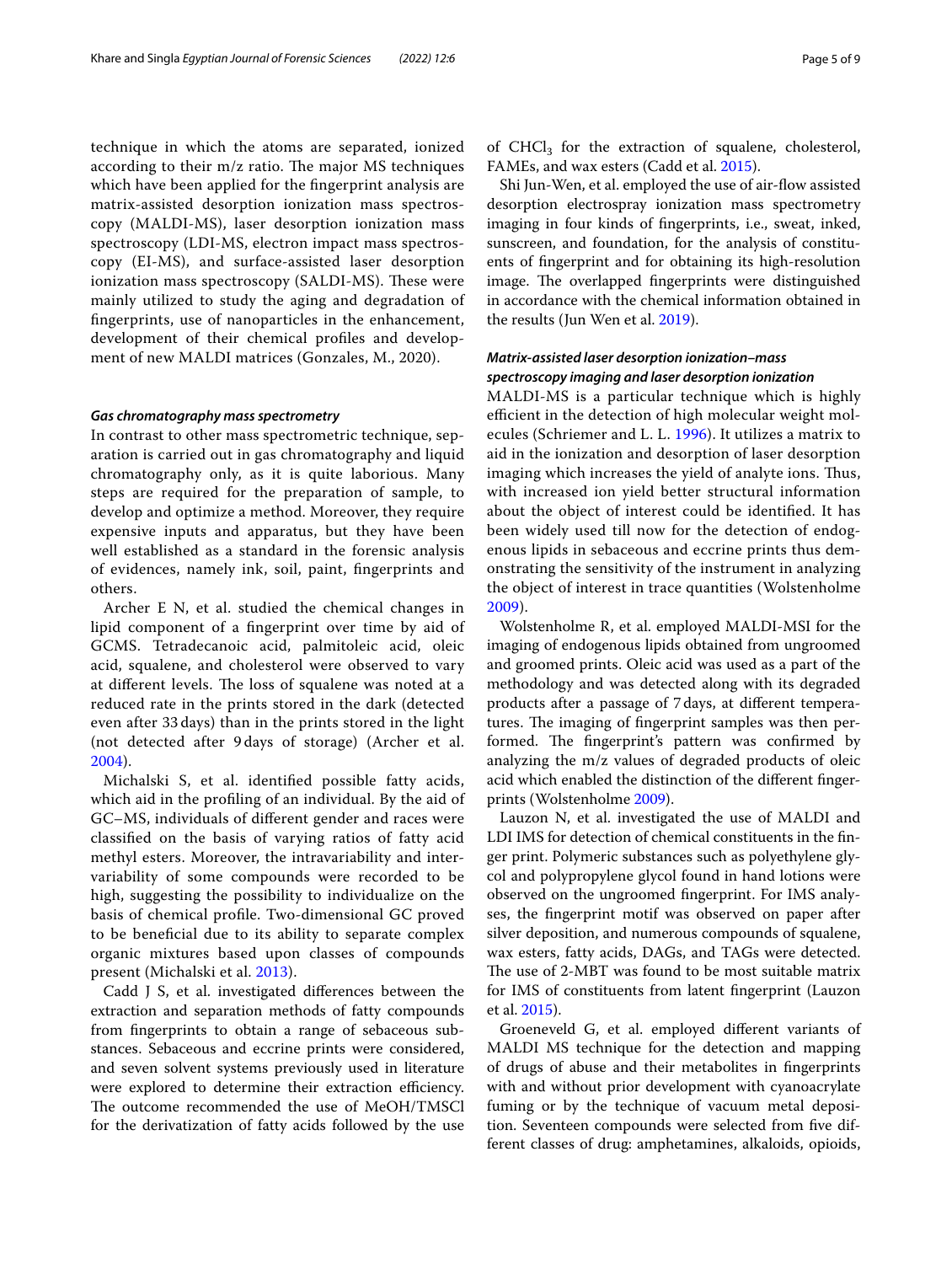technique in which the atoms are separated, ionized according to their m/z ratio. The major MS techniques which have been applied for the fingerprint analysis are matrix-assisted desorption ionization mass spectroscopy (MALDI-MS), laser desorption ionization mass spectroscopy (LDI-MS, electron impact mass spectroscopy (EI-MS), and surface-assisted laser desorption ionization mass spectroscopy (SALDI-MS). These were mainly utilized to study the aging and degradation of fingerprints, use of nanoparticles in the enhancement, development of their chemical profiles and development of new MALDI matrices (Gonzales, M., 2020).

#### *Gas chromatography mass spectrometry*

In contrast to other mass spectrometric technique, separation is carried out in gas chromatography and liquid chromatography only, as it is quite laborious. Many steps are required for the preparation of sample, to develop and optimize a method. Moreover, they require expensive inputs and apparatus, but they have been well established as a standard in the forensic analysis of evidences, namely ink, soil, paint, fingerprints and others.

Archer E N, et al. studied the chemical changes in lipid component of a fingerprint over time by aid of GCMS. Tetradecanoic acid, palmitoleic acid, oleic acid, squalene, and cholesterol were observed to vary at different levels. The loss of squalene was noted at a reduced rate in the prints stored in the dark (detected even after 33 days) than in the prints stored in the light (not detected after 9 days of storage) (Archer et al. 2004).

Michalski S, et al. identified possible fatty acids, which aid in the profiling of an individual. By the aid of GC–MS, individuals of different gender and races were classified on the basis of varying ratios of fatty acid methyl esters. Moreover, the intravariability and intervariability of some compounds were recorded to be high, suggesting the possibility to individualize on the basis of chemical profile. Two-dimensional GC proved to be beneficial due to its ability to separate complex organic mixtures based upon classes of compounds present (Michalski et al. 2013).

Cadd J S, et al. investigated differences between the extraction and separation methods of fatty compounds from fingerprints to obtain a range of sebaceous substances. Sebaceous and eccrine prints were considered, and seven solvent systems previously used in literature were explored to determine their extraction efficiency. The outcome recommended the use of MeOH/TMSCl for the derivatization of fatty acids followed by the use of $CHCl_3$ for the extraction of squalene, cholesterol, FAMEs, and wax esters (Cadd et al. 2015).

Shi Jun-Wen, et al. employed the use of air-flow assisted desorption electrospray ionization mass spectrometry imaging in four kinds of fingerprints, i.e., sweat, inked, sunscreen, and foundation, for the analysis of constituents of fingerprint and for obtaining its high-resolution image. The overlapped fingerprints were distinguished in accordance with the chemical information obtained in the results (Jun Wen et al. 2019).

#### *Matrix-assisted laser desorption ionization–mass spectroscopy imaging and laser desorption ionization*

MALDI-MS is a particular technique which is highly efficient in the detection of high molecular weight molecules (Schriemer and L. L. 1996). It utilizes a matrix to aid in the ionization and desorption of laser desorption imaging which increases the yield of analyte ions. Thus, with increased ion yield better structural information about the object of interest could be identified. It has been widely used till now for the detection of endogenous lipids in sebaceous and eccrine prints thus demonstrating the sensitivity of the instrument in analyzing the object of interest in trace quantities (Wolstenholme 2009).

Wolstenholme R, et al. employed MALDI-MSI for the imaging of endogenous lipids obtained from ungroomed and groomed prints. Oleic acid was used as a part of the methodology and was detected along with its degraded products after a passage of 7 days, at different temperatures. The imaging of fingerprint samples was then performed. The fingerprint's pattern was confirmed by analyzing the m/z values of degraded products of oleic acid which enabled the distinction of the different fingerprints (Wolstenholme 2009).

Lauzon N, et al. investigated the use of MALDI and LDI IMS for detection of chemical constituents in the finger print. Polymeric substances such as polyethylene glycol and polypropylene glycol found in hand lotions were observed on the ungroomed fingerprint. For IMS analyses, the fingerprint motif was observed on paper after silver deposition, and numerous compounds of squalene, wax esters, fatty acids, DAGs, and TAGs were detected. The use of 2-MBT was found to be most suitable matrix for IMS of constituents from latent fingerprint (Lauzon et al. 2015).

Groeneveld G, et al. employed different variants of MALDI MS technique for the detection and mapping of drugs of abuse and their metabolites in fingerprints with and without prior development with cyanoacrylate fuming or by the technique of vacuum metal deposition. Seventeen compounds were selected from five different classes of drug: amphetamines, alkaloids, opioids,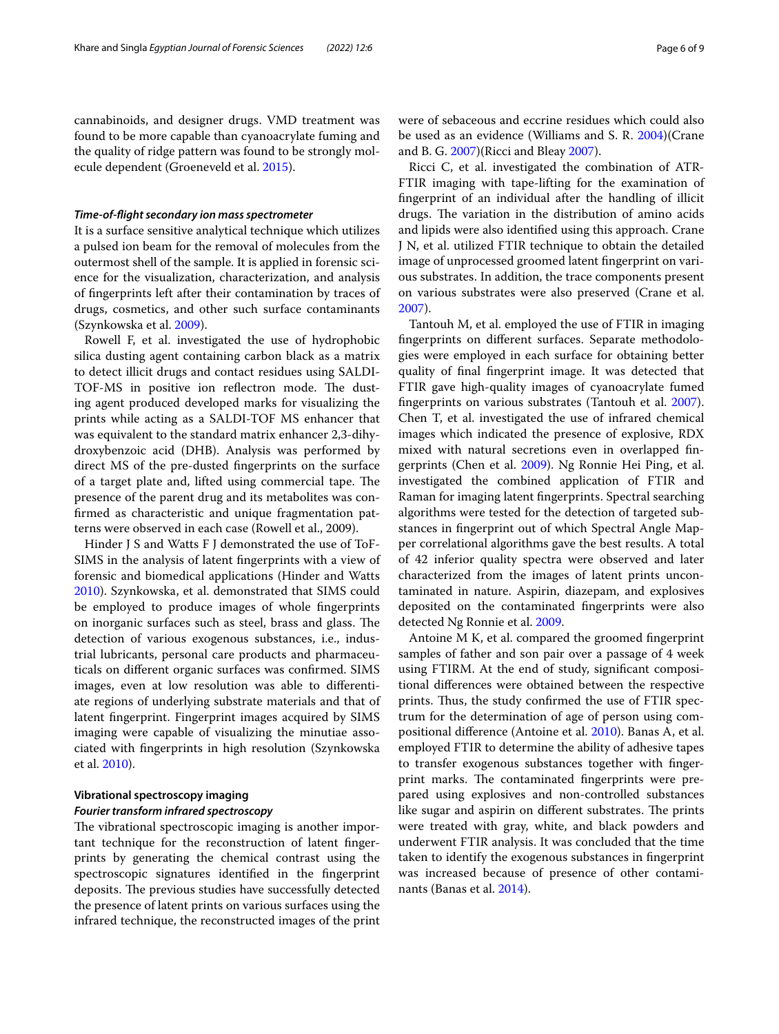cannabinoids, and designer drugs. VMD treatment was found to be more capable than cyanoacrylate fuming and the quality of ridge pattern was found to be strongly molecule dependent (Groeneveld et al. 2015).

#### *Time-of-flight secondary ion mass spectrometer*

It is a surface sensitive analytical technique which utilizes a pulsed ion beam for the removal of molecules from the outermost shell of the sample. It is applied in forensic science for the visualization, characterization, and analysis of fingerprints left after their contamination by traces of drugs, cosmetics, and other such surface contaminants (Szynkowska et al. 2009).

Rowell F, et al. investigated the use of hydrophobic silica dusting agent containing carbon black as a matrix to detect illicit drugs and contact residues using SALDI-TOF-MS in positive ion reflectron mode. The dusting agent produced developed marks for visualizing the prints while acting as a SALDI-TOF MS enhancer that was equivalent to the standard matrix enhancer 2,3-dihydroxybenzoic acid (DHB). Analysis was performed by direct MS of the pre-dusted fingerprints on the surface of a target plate and, lifted using commercial tape. The presence of the parent drug and its metabolites was confirmed as characteristic and unique fragmentation patterns were observed in each case (Rowell et al., 2009).

Hinder J S and Watts F J demonstrated the use of ToF-SIMS in the analysis of latent fingerprints with a view of forensic and biomedical applications (Hinder and Watts 2010). Szynkowska, et al. demonstrated that SIMS could be employed to produce images of whole fingerprints on inorganic surfaces such as steel, brass and glass. The detection of various exogenous substances, i.e., industrial lubricants, personal care products and pharmaceuticals on different organic surfaces was confirmed. SIMS images, even at low resolution was able to differentiate regions of underlying substrate materials and that of latent fingerprint. Fingerprint images acquired by SIMS imaging were capable of visualizing the minutiae associated with fingerprints in high resolution (Szynkowska et al. 2010).

### Vibrational spectroscopy imaging

#### *Fourier transform infrared spectroscopy*

The vibrational spectroscopic imaging is another important technique for the reconstruction of latent fingerprints by generating the chemical contrast using the spectroscopic signatures identified in the fingerprint deposits. The previous studies have successfully detected the presence of latent prints on various surfaces using the infrared technique, the reconstructed images of the print were of sebaceous and eccrine residues which could also be used as an evidence (Williams and S. R. 2004)(Crane and B. G. 2007)(Ricci and Bleay 2007).

Ricci C, et al. investigated the combination of ATR-FTIR imaging with tape-lifting for the examination of fingerprint of an individual after the handling of illicit drugs. The variation in the distribution of amino acids and lipids were also identified using this approach. Crane J N, et al. utilized FTIR technique to obtain the detailed image of unprocessed groomed latent fingerprint on various substrates. In addition, the trace components present on various substrates were also preserved (Crane et al. 2007).

Tantouh M, et al. employed the use of FTIR in imaging fingerprints on different surfaces. Separate methodologies were employed in each surface for obtaining better quality of final fingerprint image. It was detected that FTIR gave high-quality images of cyanoacrylate fumed fingerprints on various substrates (Tantouh et al. 2007). Chen T, et al. investigated the use of infrared chemical images which indicated the presence of explosive, RDX mixed with natural secretions even in overlapped fingerprints (Chen et al. 2009). Ng Ronnie Hei Ping, et al. investigated the combined application of FTIR and Raman for imaging latent fingerprints. Spectral searching algorithms were tested for the detection of targeted substances in fingerprint out of which Spectral Angle Mapper correlational algorithms gave the best results. A total of 42 inferior quality spectra were observed and later characterized from the images of latent prints uncontaminated in nature. Aspirin, diazepam, and explosives deposited on the contaminated fingerprints were also detected Ng Ronnie et al. 2009.

Antoine M K, et al. compared the groomed fingerprint samples of father and son pair over a passage of 4 week using FTIRM. At the end of study, significant compositional differences were obtained between the respective prints. Thus, the study confirmed the use of FTIR spectrum for the determination of age of person using compositional difference (Antoine et al. 2010). Banas A, et al. employed FTIR to determine the ability of adhesive tapes to transfer exogenous substances together with fingerprint marks. The contaminated fingerprints were prepared using explosives and non-controlled substances like sugar and aspirin on different substrates. The prints were treated with gray, white, and black powders and underwent FTIR analysis. It was concluded that the time taken to identify the exogenous substances in fingerprint was increased because of presence of other contaminants (Banas et al. 2014).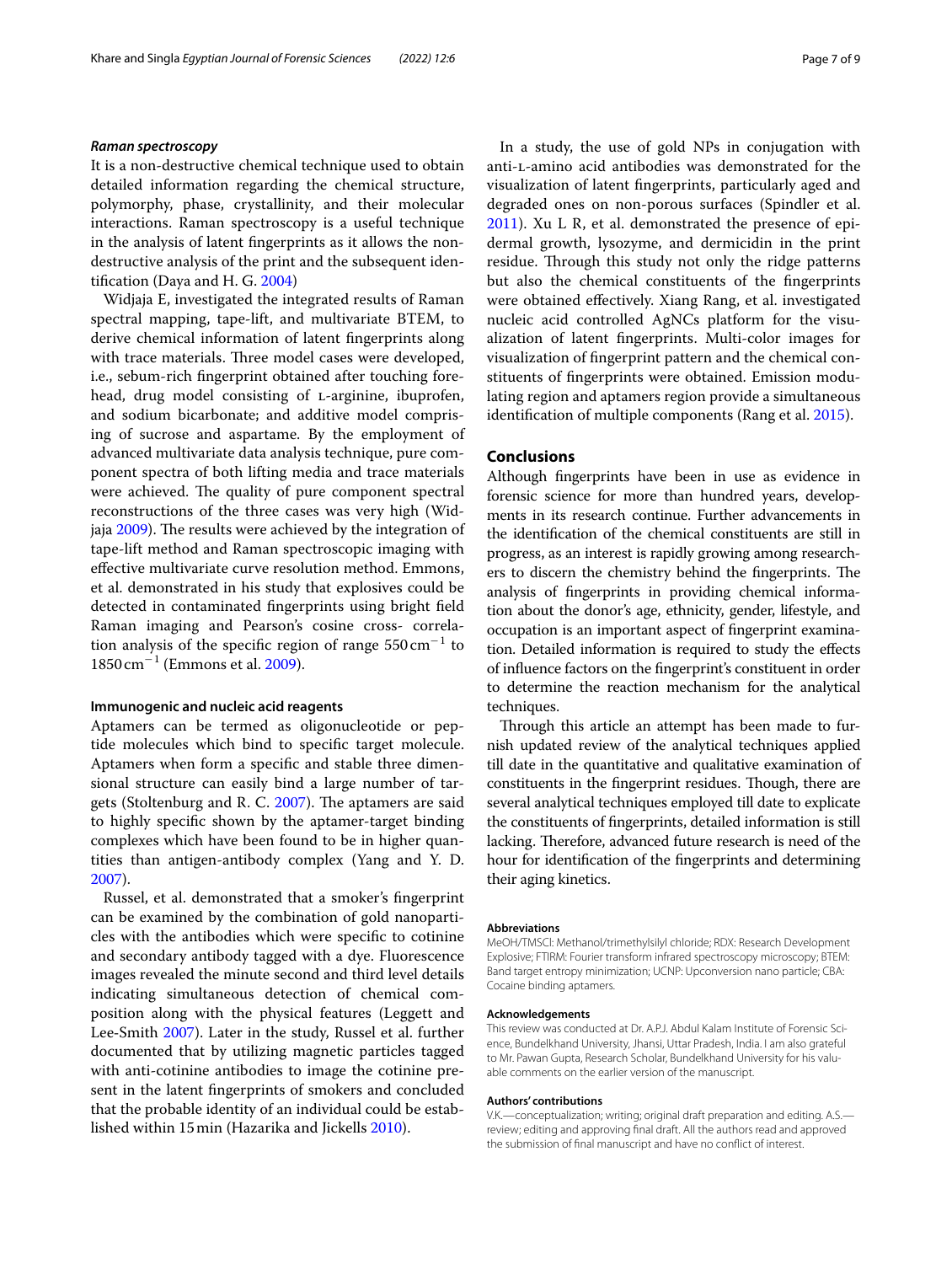### *Raman spectroscopy*

It is a non-destructive chemical technique used to obtain detailed information regarding the chemical structure, polymorphy, phase, crystallinity, and their molecular interactions. Raman spectroscopy is a useful technique in the analysis of latent fingerprints as it allows the non-destructive analysis of the print and the subsequent identification (Daya and H. G. 2004)

Widjaja E, investigated the integrated results of Raman spectral mapping, tape-lift, and multivariate BTEM, to derive chemical information of latent fingerprints along with trace materials. Three model cases were developed, i.e., sebum-rich fingerprint obtained after touching forehead, drug model consisting of L-arginine, ibuprofen, and sodium bicarbonate; and additive model comprising of sucrose and aspartame. By the employment of advanced multivariate data analysis technique, pure component spectra of both lifting media and trace materials were achieved. The quality of pure component spectral reconstructions of the three cases was very high (Widjaja 2009). The results were achieved by the integration of tape-lift method and Raman spectroscopic imaging with effective multivariate curve resolution method. Emmons, et al. demonstrated in his study that explosives could be detected in contaminated fingerprints using bright field Raman imaging and Pearson's cosine cross- correlation analysis of the specific region of range $550\,cm^{-1}$ to $1850\,cm^{-1}$ (Emmons et al. 2009).

#### Immunogenic and nucleic acid reagents

Aptamers can be termed as oligonucleotide or peptide molecules which bind to specific target molecule. Aptamers when form a specific and stable three dimensional structure can easily bind a large number of targets (Stoltenburg and R. C. 2007). The aptamers are said to highly specific shown by the aptamer-target binding complexes which have been found to be in higher quantities than antigen-antibody complex (Yang and Y. D. 2007).

Russel, et al. demonstrated that a smoker's fingerprint can be examined by the combination of gold nanoparticles with the antibodies which were specific to cotinine and secondary antibody tagged with a dye. Fluorescence images revealed the minute second and third level details indicating simultaneous detection of chemical composition along with the physical features (Leggett and Lee-Smith 2007). Later in the study, Russel et al. further documented that by utilizing magnetic particles tagged with anti-cotinine antibodies to image the cotinine present in the latent fingerprints of smokers and concluded that the probable identity of an individual could be established within 15 min (Hazarika and Jickells 2010).

In a study, the use of gold NPs in conjugation with anti-L-amino acid antibodies was demonstrated for the visualization of latent fingerprints, particularly aged and degraded ones on non-porous surfaces (Spindler et al. 2011). Xu L R, et al. demonstrated the presence of epidermal growth, lysozyme, and dermicidin in the print residue. Through this study not only the ridge patterns but also the chemical constituents of the fingerprints were obtained effectively. Xiang Rang, et al. investigated nucleic acid controlled AgNCs platform for the visualization of latent fingerprints. Multi-color images for visualization of fingerprint pattern and the chemical constituents of fingerprints were obtained. Emission modulating region and aptamers region provide a simultaneous identification of multiple components (Rang et al. 2015).

## Conclusions

Although fingerprints have been in use as evidence in forensic science for more than hundred years, developments in its research continue. Further advancements in the identification of the chemical constituents are still in progress, as an interest is rapidly growing among researchers to discern the chemistry behind the fingerprints. The analysis of fingerprints in providing chemical information about the donor's age, ethnicity, gender, lifestyle, and occupation is an important aspect of fingerprint examination. Detailed information is required to study the effects of influence factors on the fingerprint's constituent in order to determine the reaction mechanism for the analytical techniques.

Through this article an attempt has been made to furnish updated review of the analytical techniques applied till date in the quantitative and qualitative examination of constituents in the fingerprint residues. Though, there are several analytical techniques employed till date to explicate the constituents of fingerprints, detailed information is still lacking. Therefore, advanced future research is need of the hour for identification of the fingerprints and determining their aging kinetics.

#### Abbreviations

MeOH/TMSCl: Methanol/trimethylsilyl chloride; RDX: Research Development Explosive; FTIRM: Fourier transform infrared spectroscopy microscopy; BTEM: Band target entropy minimization; UCNP: Upconversion nano particle; CBA: Cocaine binding aptamers.

#### Acknowledgements

This review was conducted at Dr. A.P.J. Abdul Kalam Institute of Forensic Science, Bundelkhand University, Jhansi, Uttar Pradesh, India. I am also grateful to Mr. Pawan Gupta, Research Scholar, Bundelkhand University for his valuable comments on the earlier version of the manuscript.

#### Authors' contributions

V.K.—conceptualization; writing; original draft preparation and editing. A.S.—review; editing and approving final draft. All the authors read and approved the submission of final manuscript and have no conflict of interest.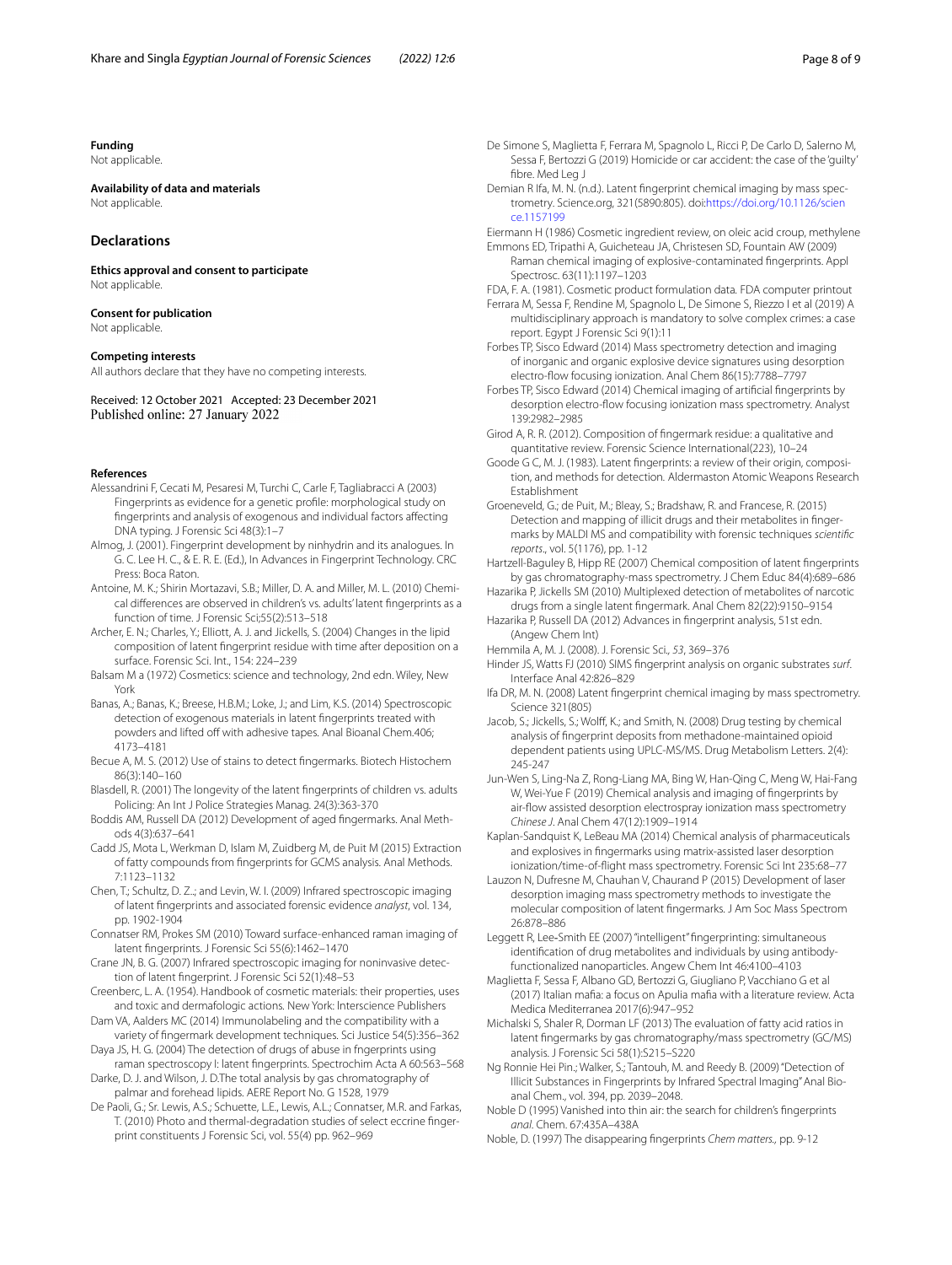**Funding**
Not applicable.

**Availability of data and materials**
Not applicable.

## Declarations

**Ethics approval and consent to participate**
Not applicable.

**Consent for publication**
Not applicable.

**Competing interests**
All authors declare that they have no competing interests.

Received: 12 October 2021 Accepted: 23 December 2021
Published online: 27 January 2022

### References

Alessandrini F, Cecati M, Pesaresi M, Turchi C, Carle F, Tagliabracci A (2003) Fingerprints as evidence for a genetic profile: morphological study on fingerprints and analysis of exogenous and individual factors affecting DNA typing. J Forensic Sci 48(3):1–7

Almog, J. (2001). Fingerprint development by ninhydrin and its analogues. In G. C. Lee H. C., & E. R. E. (Ed.), In Advances in Fingerprint Technology. CRC Press: Boca Raton.

Antoine, M. K.; Shirin Mortazavi, S.B.; Miller, D. A. and Miller, M. L. (2010) Chemical differences are observed in children's vs. adults' latent fingerprints as a function of time. J Forensic Sci;55(2):513–518

Archer, E. N.; Charles, Y.; Elliott, A. J. and Jickells, S. (2004) Changes in the lipid composition of latent fingerprint residue with time after deposition on a surface. Forensic Sci. Int., 154: 224–239

Balsam M a (1972) Cosmetics: science and technology, 2nd edn. Wiley, New York

Banas, A.; Banas, K.; Breese, H.B.M.; Loke, J.; and Lim, K.S. (2014) Spectroscopic detection of exogenous materials in latent fingerprints treated with powders and lifted off with adhesive tapes. Anal Bioanal Chem.406; 4173–4181

Becue A, M. S. (2012) Use of stains to detect fingermarks. Biotech Histochem 86(3):140–160

Blasdell, R. (2001) The longevity of the latent fingerprints of children vs. adults Policing: An Int J Police Strategies Manag. 24(3):363-370

Boddis AM, Russell DA (2012) Development of aged fingermarks. Anal Methods 4(3):637–641

Cadd JS, Mota L, Werkman D, Islam M, Zuidberg M, de Puit M (2015) Extraction of fatty compounds from fingerprints for GCMS analysis. Anal Methods. 7:1123–1132

Chen, T.; Schultz, D. Z..; and Levin, W. I. (2009) Infrared spectroscopic imaging of latent fingerprints and associated forensic evidence *analyst*, vol. 134, pp. 1902-1904

Connatser RM, Prokes SM (2010) Toward surface-enhanced raman imaging of latent fingerprints. J Forensic Sci 55(6):1462–1470

Crane JN, B. G. (2007) Infrared spectroscopic imaging for noninvasive detection of latent fingerprint. J Forensic Sci 52(1):48–53

Creenberc, L. A. (1954). Handbook of cosmetic materials: their properties, uses and toxic and dermafologic actions. New York: Interscience Publishers

Dam VA, Aalders MC (2014) Immunolabeling and the compatibility with a variety of fingermark development techniques. Sci Justice 54(5):356–362

Daya JS, H. G. (2004) The detection of drugs of abuse in fngerprints using raman spectroscopy I: latent fingerprints. Spectrochim Acta A 60:563–568

Darke, D. J. and Wilson, J. D.The total analysis by gas chromatography of palmar and forehead lipids. AERE Report No. G 1528, 1979

De Paoli, G.; Sr. Lewis, A.S.; Schuette, L.E., Lewis, A.L.; Connatser, M.R. and Farkas, T. (2010) Photo and thermal-degradation studies of select eccrine fingerprint constituents J Forensic Sci, vol. 55(4) pp. 962–969

De Simone S, Maglietta F, Ferrara M, Spagnolo L, Ricci P, De Carlo D, Salerno M, Sessa F, Bertozzi G (2019) Homicide or car accident: the case of the 'guilty' fibre. Med Leg J

Demian R Ifa, M. N. (n.d.). Latent fingerprint chemical imaging by mass spectrometry. Science.org, 321(5890:805). doi:https://doi.org/10.1126/science.1157199

Eiermann H (1986) Cosmetic ingredient review, on oleic acid croup, methylene

Emmons ED, Tripathi A, Guicheteau JA, Christesen SD, Fountain AW (2009) Raman chemical imaging of explosive-contaminated fingerprints. Appl Spectrosc. 63(11):1197–1203

FDA, F. A. (1981). Cosmetic product formulation data. FDA computer printout

Ferrara M, Sessa F, Rendine M, Spagnolo L, De Simone S, Riezzo I et al (2019) A multidisciplinary approach is mandatory to solve complex crimes: a case report. Egypt J Forensic Sci 9(1):11

Forbes TP, Sisco Edward (2014) Mass spectrometry detection and imaging of inorganic and organic explosive device signatures using desorption electro-flow focusing ionization. Anal Chem 86(15):7788–7797

Forbes TP, Sisco Edward (2014) Chemical imaging of artificial fingerprints by desorption electro-flow focusing ionization mass spectrometry. Analyst 139:2982–2985

Girod A, R. R. (2012). Composition of fingermark residue: a qualitative and quantitative review. Forensic Science International(223), 10–24

Goode G C, M. J. (1983). Latent fingerprints: a review of their origin, composition, and methods for detection. Aldermaston Atomic Weapons Research Establishment

Groeneveld, G.; de Puit, M.; Bleay, S.; Bradshaw, R. and Francese, R. (2015) Detection and mapping of illicit drugs and their metabolites in fingermarks by MALDI MS and compatibility with forensic techniques *scientific reports*., vol. 5(1176), pp. 1-12

Hartzell-Baguley B, Hipp RE (2007) Chemical composition of latent fingerprints by gas chromatography-mass spectrometry. J Chem Educ 84(4):689–686

Hazarika P, Jickells SM (2010) Multiplexed detection of metabolites of narcotic drugs from a single latent fingermark. Anal Chem 82(22):9150–9154

Hazarika P, Russell DA (2012) Advances in fingerprint analysis, 51st edn. (Angew Chem Int)

Hemmila A, M. J. (2008). J. Forensic Sci., *53*, 369–376

Hinder JS, Watts FJ (2010) SIMS fingerprint analysis on organic substrates *surf*. Interface Anal 42:826–829

Ifa DR, M. N. (2008) Latent fingerprint chemical imaging by mass spectrometry. Science 321(805)

Jacob, S.; Jickells, S.; Wolff, K.; and Smith, N. (2008) Drug testing by chemical analysis of fingerprint deposits from methadone-maintained opioid dependent patients using UPLC-MS/MS. Drug Metabolism Letters. 2(4): 245-247

Jun-Wen S, Ling-Na Z, Rong-Liang MA, Bing W, Han-Qing C, Meng W, Hai-Fang W, Wei-Yue F (2019) Chemical analysis and imaging of fingerprints by air-flow assisted desorption electrospray ionization mass spectrometry *Chinese J*. Anal Chem 47(12):1909–1914

Kaplan-Sandquist K, LeBeau MA (2014) Chemical analysis of pharmaceuticals and explosives in fingermarks using matrix-assisted laser desorption ionization/time-of-flight mass spectrometry. Forensic Sci Int 235:68–77

Lauzon N, Dufresne M, Chauhan V, Chaurand P (2015) Development of laser desorption imaging mass spectrometry methods to investigate the molecular composition of latent fingermarks. J Am Soc Mass Spectrom 26:878–886

Leggett R, Lee-Smith EE (2007) "intelligent" fingerprinting: simultaneous identification of drug metabolites and individuals by using antibody-functionalized nanoparticles. Angew Chem Int 46:4100–4103

Maglietta F, Sessa F, Albano GD, Bertozzi G, Giugliano P, Vacchiano G et al (2017) Italian mafia: a focus on Apulia mafia with a literature review. Acta Medica Mediterranea 2017(6):947–952

Michalski S, Shaler R, Dorman LF (2013) The evaluation of fatty acid ratios in latent fingermarks by gas chromatography/mass spectrometry (GC/MS) analysis. J Forensic Sci 58(1):S215–S220

Ng Ronnie Hei Pin.; Walker, S.; Tantouh, M. and Reedy B. (2009) "Detection of Illicit Substances in Fingerprints by Infrared Spectral Imaging" Anal Bioanal Chem., vol. 394, pp. 2039–2048.

Noble D (1995) Vanished into thin air: the search for children's fingerprints *anal*. Chem. 67:435A–438A

Noble, D. (1997) The disappearing fingerprints *Chem matters.*, pp. 9-12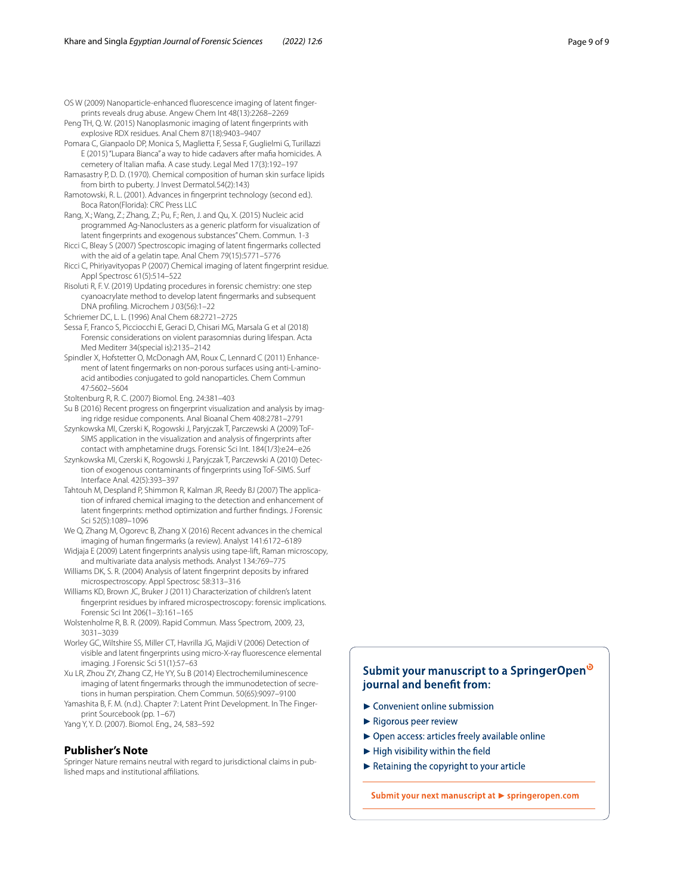OS W (2009) Nanoparticle-enhanced fluorescence imaging of latent fingerprints reveals drug abuse. Angew Chem Int 48(13):2268–2269

Peng TH, Q. W. (2015) Nanoplasmonic imaging of latent fingerprints with explosive RDX residues. Anal Chem 87(18):9403–9407

Pomara C, Gianpaolo DP, Monica S, Maglietta F, Sessa F, Guglielmi G, Turillazzi E (2015) "Lupara Bianca" a way to hide cadavers after mafia homicides. A cemetery of Italian mafia. A case study. Legal Med 17(3):192–197

Ramasastry P, D. D. (1970). Chemical composition of human skin surface lipids from birth to puberty. J Invest Dermatol.54(2):143)

Ramotowski, R. L. (2001). Advances in fingerprint technology (second ed.). Boca Raton(Florida): CRC Press LLC

Rang, X.; Wang, Z.; Zhang, Z.; Pu, F.; Ren, J. and Qu, X. (2015) Nucleic acid programmed Ag-Nanoclusters as a generic platform for visualization of latent fingerprints and exogenous substances" Chem. Commun. 1-3

Ricci C, Bleay S (2007) Spectroscopic imaging of latent fingermarks collected with the aid of a gelatin tape. Anal Chem 79(15):5771–5776

Ricci C, Phiriyavityopas P (2007) Chemical imaging of latent fingerprint residue. Appl Spectrosc 61(5):514–522

Risoluti R, F. V. (2019) Updating procedures in forensic chemistry: one step cyanoacrylate method to develop latent fingermarks and subsequent DNA profiling. Microchem J 03(56):1–22

Schriemer DC, L. L. (1996) Anal Chem 68:2721–2725

Sessa F, Franco S, Picciocchi E, Geraci D, Chisari MG, Marsala G et al (2018) Forensic considerations on violent parasomnias during lifespan. Acta Med Mediterr 34(special is):2135–2142

Spindler X, Hofstetter O, McDonagh AM, Roux C, Lennard C (2011) Enhancement of latent fingermarks on non-porous surfaces using anti-L-amino-acid antibodies conjugated to gold nanoparticles. Chem Commun 47:5602–5604

Stoltenburg R, R. C. (2007) Biomol. Eng. 24:381–403

Su B (2016) Recent progress on fingerprint visualization and analysis by imaging ridge residue components. Anal Bioanal Chem 408:2781–2791

Szynkowska MI, Czerski K, Rogowski J, Paryjczak T, Parczewski A (2009) ToF-SIMS application in the visualization and analysis of fingerprints after contact with amphetamine drugs. Forensic Sci Int. 184(1/3):e24–e26

Szynkowska MI, Czerski K, Rogowski J, Paryjczak T, Parczewski A (2010) Detection of exogenous contaminants of fingerprints using ToF-SIMS. Surf Interface Anal. 42(5):393–397

Tahtouh M, Despland P, Shimmon R, Kalman JR, Reedy BJ (2007) The application of infrared chemical imaging to the detection and enhancement of latent fingerprints: method optimization and further findings. J Forensic Sci 52(5):1089–1096

We Q, Zhang M, Ogorevc B, Zhang X (2016) Recent advances in the chemical imaging of human fingermarks (a review). Analyst 141:6172–6189

Widjaja E (2009) Latent fingerprints analysis using tape-lift, Raman microscopy, and multivariate data analysis methods. Analyst 134:769–775

Williams DK, S. R. (2004) Analysis of latent fingerprint deposits by infrared microspectroscopy. Appl Spectrosc 58:313–316

Williams KD, Brown JC, Bruker J (2011) Characterization of children's latent fingerprint residues by infrared microspectroscopy: forensic implications. Forensic Sci Int 206(1–3):161–165

Wolstenholme R, B. R. (2009). Rapid Commun. Mass Spectrom, 2009, 23, 3031–3039

Worley GC, Wiltshire SS, Miller CT, Havrilla JG, Majidi V (2006) Detection of visible and latent fingerprints using micro-X-ray fluorescence elemental imaging. J Forensic Sci 51(1):57–63

Xu LR, Zhou ZY, Zhang CZ, He YY, Su B (2014) Electrochemiluminescence imaging of latent fingermarks through the immunodetection of secretions in human perspiration. Chem Commun. 50(65):9097–9100

Yamashita B, F. M. (n.d.). Chapter 7: Latent Print Development. In The Fingerprint Sourcebook (pp. 1–67)

Yang Y, Y. D. (2007). Biomol. Eng., 24, 583–592

## Publisher's Note

Springer Nature remains neutral with regard to jurisdictional claims in published maps and institutional affiliations.

**Submit your manuscript to a SpringerOpen journal and benefit from:**

- ► Convenient online submission
- ► Rigorous peer review
- ► Open access: articles freely available online
- ► High visibility within the field
- ► Retaining the copyright to your article

**Submit your next manuscript at ► springeropen.com**